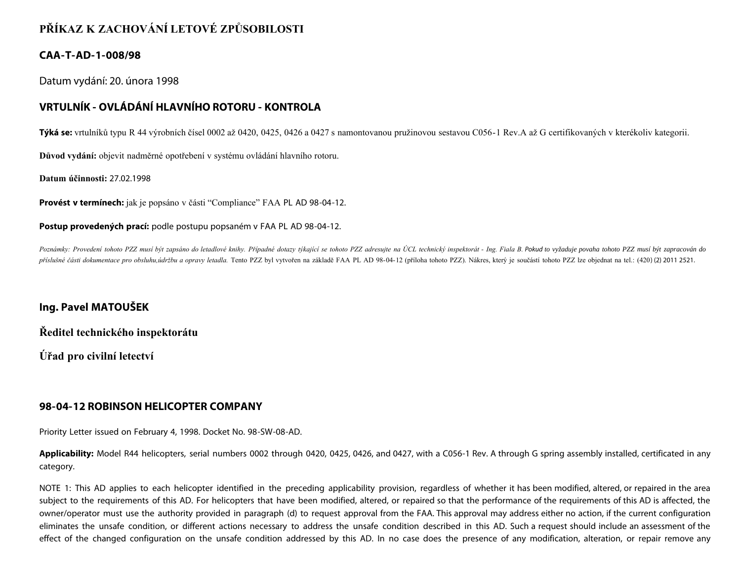# PŘÍKAZ K ZACHOVÁNÍ LETOVÉ ZPŮSOBILOSTI

## CAA-T-AD-1-008/98

Datum vydání: 20. února 1998

## VRTULNÍK - OVLÁDÁNÍ HLAVNÍHO ROTORU - KONTROLA

**Týká se:** vrtulníků typu R 44 výrobních čísel 0002 až 0420, 0425, 0426 a 0427 s namontovanou pružinovou sestavou C056-1 Rev.A až G certifikovaných v kterékoliv kategorii.

**Důvod vydání:** objevit nadměrné opotřebení v systému ovládání hlavního rotoru.

**Datum účinnosti:** 27.02.1998

**Provést v termínech:** jak je popsáno v části "Compliance" FAA PL AD 98-04-12.

**Postup provedených prací:** podle postupu popsaném v FAA PL AD 98-04-12.

*Poznámky: Provedení tohoto PZZ musí být zapsáno do letadlové knihy. Případné dotazy týkající se tohoto PZZ adresujte na ÚCL technický inspektorát - Ing. Fiala B. Pokud to vyžaduje povaha tohoto PZZ musí být zapracován do příslušné části dokumentace pro obsluhu,údržbu a opravy letadla.* Tento PZZ byl vytvořen na základě FAA PL AD 98-04-12 (příloha tohoto PZZ). Nákres, který je součástí tohoto PZZ lze objednat na tel.: (420) (2) 2011 2521.

**Ing. Pavel MATOUŠEK**

**Ředitel technického inspektorátu**

**Úřad pro civilní letectví**

## 98-04-12 ROBINSON HELICOPTER COMPANY

Priority Letter issued on February 4, 1998. Docket No. 98-SW-08-AD.

**Applicability:** Model R44 helicopters, serial numbers 0002 through 0420, 0425, 0426, and 0427, with a C056-1 Rev. A through G spring assembly installed, certificated in any category.

NOTE 1: This AD applies to each helicopter identified in the preceding applicability provision, regardless of whether it has been modified, altered, or repaired in the area subject to the requirements of this AD. For helicopters that have been modified, altered, or repaired so that the performance of the requirements of this AD is affected, the owner/operator must use the authority provided in paragraph (d) to request approval from the FAA. This approval may address either no action, if the current configuration eliminates the unsafe condition, or different actions necessary to address the unsafe condition described in this AD. Such a request should include an assessment of the effect of the changed configuration on the unsafe condition addressed by this AD. In no case does the presence of any modification, alteration, or repair remove any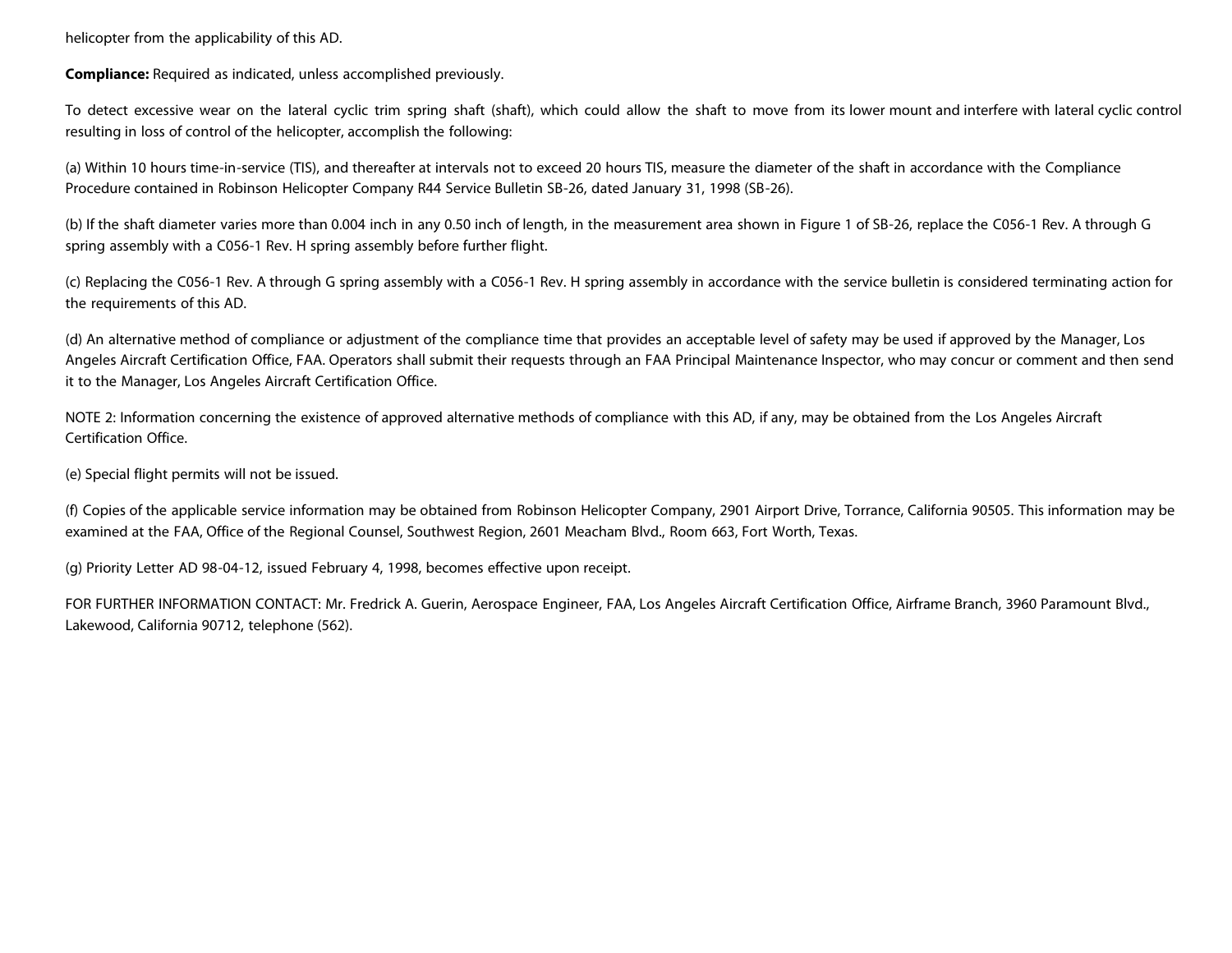helicopter from the applicability of this AD.

**Compliance:** Required as indicated, unless accomplished previously.

To detect excessive wear on the lateral cyclic trim spring shaft (shaft), which could allow the shaft to move from its lower mount and interfere with lateral cyclic control resulting in loss of control of the helicopter, accomplish the following:

(a) Within 10 hours time-in-service (TIS), and thereafter at intervals not to exceed 20 hours TIS, measure the diameter of the shaft in accordance with the Compliance Procedure contained in Robinson Helicopter Company R44 Service Bulletin SB-26, dated January 31, 1998 (SB-26).

(b) If the shaft diameter varies more than 0.004 inch in any 0.50 inch of length, in the measurement area shown in Figure 1 of SB-26, replace the C056-1 Rev. A through G spring assembly with a C056-1 Rev. H spring assembly before further flight.

(c) Replacing the C056-1 Rev. A through G spring assembly with a C056-1 Rev. H spring assembly in accordance with the service bulletin is considered terminating action for the requirements of this AD.

(d) An alternative method of compliance or adjustment of the compliance time that provides an acceptable level of safety may be used if approved by the Manager, Los Angeles Aircraft Certification Office, FAA. Operators shall submit their requests through an FAA Principal Maintenance Inspector, who may concur or comment and then send it to the Manager, Los Angeles Aircraft Certification Office.

NOTE 2: Information concerning the existence of approved alternative methods of compliance with this AD, if any, may be obtained from the Los Angeles Aircraft Certification Office.

(e) Special flight permits will not be issued.

(f) Copies of the applicable service information may be obtained from Robinson Helicopter Company, 2901 Airport Drive, Torrance, California 90505. This information may be examined at the FAA, Office of the Regional Counsel, Southwest Region, 2601 Meacham Blvd., Room 663, Fort Worth, Texas.

(g) Priority Letter AD 98-04-12, issued February 4, 1998, becomes effective upon receipt.

FOR FURTHER INFORMATION CONTACT: Mr. Fredrick A. Guerin, Aerospace Engineer, FAA, Los Angeles Aircraft Certification Office, Airframe Branch, 3960 Paramount Blvd., Lakewood, California 90712, telephone (562).